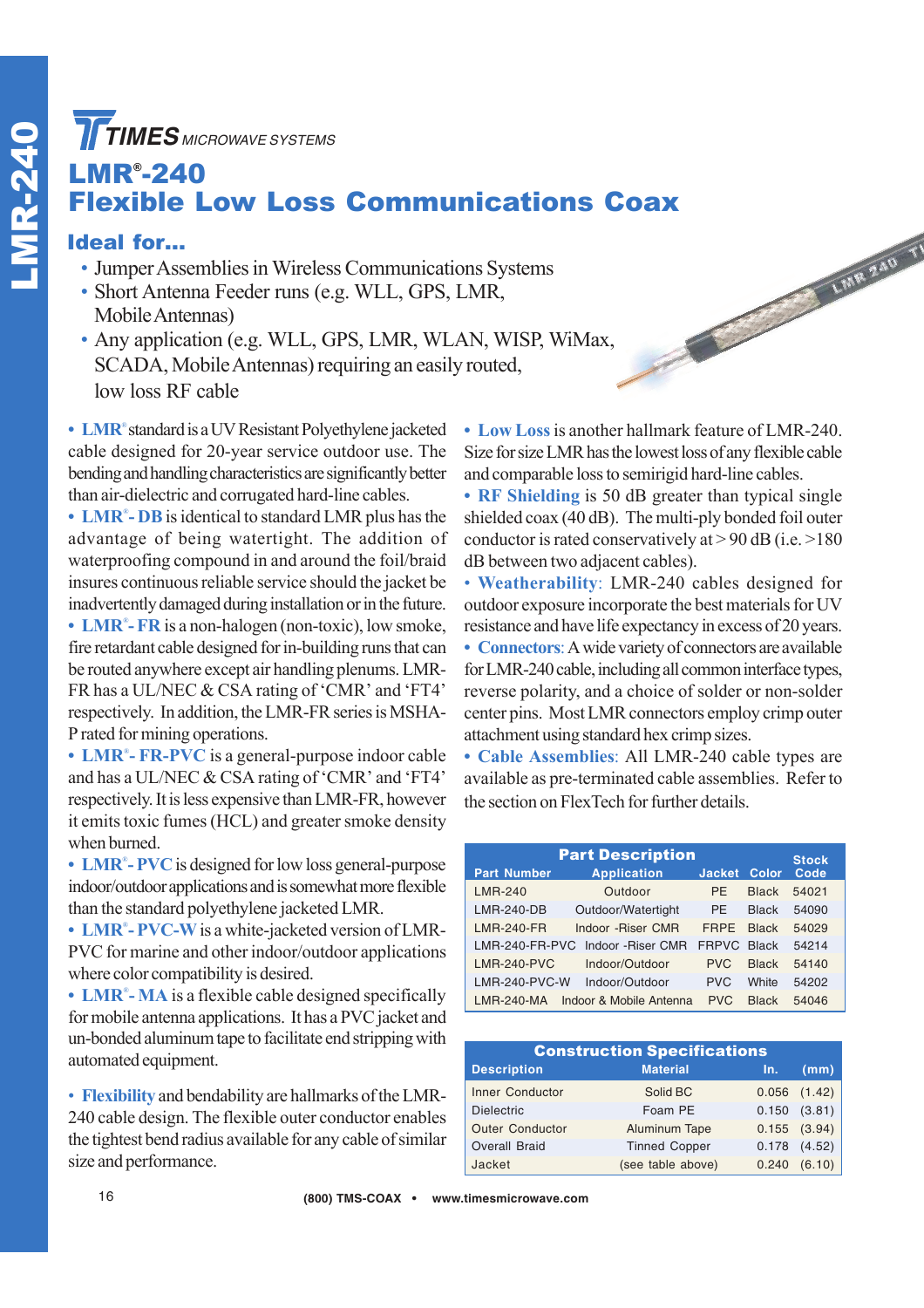TIMES MICROWAVE SYSTEMS

# LMR®-240
# Flexible Low Loss Communications Coax

## Ideal for...

- Jumper Assemblies in Wireless Communications Systems
- Short Antenna Feeder runs (e.g. WLL, GPS, LMR, Mobile Antennas)
- Any application (e.g. WLL, GPS, LMR, WLAN, WISP, WiMax, SCADA, Mobile Antennas) requiring an easily routed, low loss RF cable

- **LMR**® standard is a UV Resistant Polyethylene jacketed cable designed for 20-year service outdoor use. The bending and handling characteristics are significantly better than air-dielectric and corrugated hard-line cables.
- **LMR®- DB** is identical to standard LMR plus has the advantage of being watertight. The addition of waterproofing compound in and around the foil/braid insures continuous reliable service should the jacket be inadvertently damaged during installation or in the future.
- **LMR®- FR** is a non-halogen (non-toxic), low smoke, fire retardant cable designed for in-building runs that can be routed anywhere except air handling plenums. LMR-FR has a UL/NEC & CSA rating of 'CMR' and 'FT4' respectively. In addition, the LMR-FR series is MSHA-P rated for mining operations.
- **LMR®- FR-PVC** is a general-purpose indoor cable and has a UL/NEC & CSA rating of 'CMR' and 'FT4' respectively. It is less expensive than LMR-FR, however it emits toxic fumes (HCL) and greater smoke density when burned.
- **LMR®- PVC** is designed for low loss general-purpose indoor/outdoor applications and is somewhat more flexible than the standard polyethylene jacketed LMR.
- **LMR®- PVC-W** is a white-jacketed version of LMR-PVC for marine and other indoor/outdoor applications where color compatibility is desired.
- **LMR®- MA** is a flexible cable designed specifically for mobile antenna applications. It has a PVC jacket and un-bonded aluminum tape to facilitate end stripping with automated equipment.

- **Flexibility** and bendability are hallmarks of the LMR-240 cable design. The flexible outer conductor enables the tightest bend radius available for any cable of similar size and performance.
- **Low Loss** is another hallmark feature of LMR-240. Size for size LMR has the lowest loss of any flexible cable and comparable loss to semirigid hard-line cables.
- **RF Shielding** is 50 dB greater than typical single shielded coax (40 dB). The multi-ply bonded foil outer conductor is rated conservatively at > 90 dB (i.e. >180 dB between two adjacent cables).
- **Weatherability**: LMR-240 cables designed for outdoor exposure incorporate the best materials for UV resistance and have life expectancy in excess of 20 years.
- **Connectors**: A wide variety of connectors are available for LMR-240 cable, including all common interface types, reverse polarity, and a choice of solder or non-solder center pins. Most LMR connectors employ crimp outer attachment using standard hex crimp sizes.
- **Cable Assemblies**: All LMR-240 cable types are available as pre-terminated cable assemblies. Refer to the section on FlexTech for further details.

| Part Description | | | | Stock |
|---|---|---|---|---|
| Part Number | Application | Jacket | Color | Code |
| LMR-240 | Outdoor | PE | Black | 54021 |
| LMR-240-DB | Outdoor/Watertight | PE | Black | 54090 |
| LMR-240-FR | Indoor -Riser CMR | FRPE | Black | 54029 |
| LMR-240-FR-PVC | Indoor -Riser CMR | FRPVC | Black | 54214 |
| LMR-240-PVC | Indoor/Outdoor | PVC | Black | 54140 |
| LMR-240-PVC-W | Indoor/Outdoor | PVC | White | 54202 |
| LMR-240-MA | Indoor & Mobile Antenna | PVC | Black | 54046 |

| Construction Specifications | | | |
|---|---|---|---|
| Description | Material | In. | (mm) |
| Inner Conductor | Solid BC | 0.056 | (1.42) |
| Dielectric | Foam PE | 0.150 | (3.81) |
| Outer Conductor | Aluminum Tape | 0.155 | (3.94) |
| Overall Braid | Tinned Copper | 0.178 | (4.52) |
| Jacket | (see table above) | 0.240 | (6.10) |

(800) TMS-COAX • www.timesmicrowave.com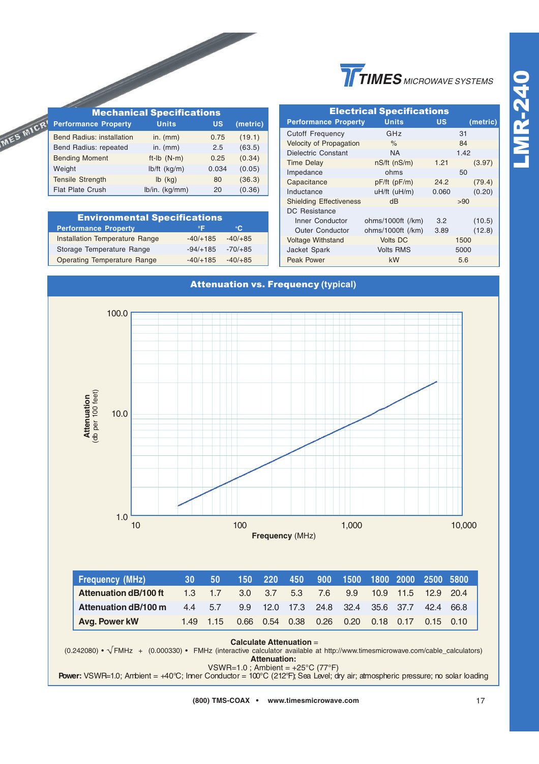# LMR-240

TIMES MICROWAVE SYSTEMS

## Mechanical Specifications

| Performance Property | Units | US | (metric) |
|---|---|---|---|
| Bend Radius: installation | in. (mm) | 0.75 | (19.1) |
| Bend Radius: repeated | in. (mm) | 2.5 | (63.5) |
| Bending Moment | ft-lb (N-m) | 0.25 | (0.34) |
| Weight | lb/ft (kg/m) | 0.034 | (0.05) |
| Tensile Strength | lb (kg) | 80 | (36.3) |
| Flat Plate Crush | lb/in. (kg/mm) | 20 | (0.36) |

## Environmental Specifications

| Performance Property | °F | °C |
|---|---|---|
| Installation Temperature Range | -40/+185 | -40/+85 |
| Storage Temperature Range | -94/+185 | -70/+85 |
| Operating Temperature Range | -40/+185 | -40/+85 |

## Electrical Specifications

| Performance Property | Units | US | (metric) |
|---|---|---|---|
| Cutoff Frequency | GHz | 31 | |
| Velocity of Propagation | % | 84 | |
| Dielectric Constant | NA | 1.42 | |
| Time Delay | nS/ft (nS/m) | 1.21 | (3.97) |
| Impedance | ohms | 50 | |
| Capacitance | pF/ft (pF/m) | 24.2 | (79.4) |
| Inductance | uH/ft (uH/m) | 0.060 | (0.20) |
| Shielding Effectiveness | dB | >90 | |
| DC Resistance | | | |
| Inner Conductor | ohms/1000ft (/km) | 3.2 | (10.5) |
| Outer Conductor | ohms/1000ft (/km) | 3.89 | (12.8) |
| Voltage Withstand | Volts DC | 1500 | |
| Jacket Spark | Volts RMS | 5000 | |
| Peak Power | kW | 5.6 | |

## Attenuation vs. Frequency (typical)

| Frequency (MHz) | 30 | 50 | 150 | 220 | 450 | 900 | 1500 | 1800 | 2000 | 2500 | 5800 |
|---|---|---|---|---|---|---|---|---|---|---|---|
| Attenuation dB/100 ft | 1.3 | 1.7 | 3.0 | 3.7 | 5.3 | 7.6 | 9.9 | 10.9 | 11.5 | 12.9 | 20.4 |
| Attenuation dB/100 m | 4.4 | 5.7 | 9.9 | 12.0 | 17.3 | 24.8 | 32.4 | 35.6 | 37.7 | 42.4 | 66.8 |
| Avg. Power kW | 1.49 | 1.15 | 0.66 | 0.54 | 0.38 | 0.26 | 0.20 | 0.18 | 0.17 | 0.15 | 0.10 |

**Calculate Attenuation** =

(0.242080) • $\sqrt{\text{FMHz}}$ + (0.000330) • FMHz (interactive calculator available at http://www.timesmicrowave.com/cable_calculators)

**Attenuation:**

VSWR=1.0 ; Ambient = +25°C (77°F)

**Power:** VSWR=1.0; Ambient = +40°C; Inner Conductor = 100°C (212°F); Sea Level; dry air; atmospheric pressure; no solar loading

(800) TMS-COAX • www.timesmicrowave.com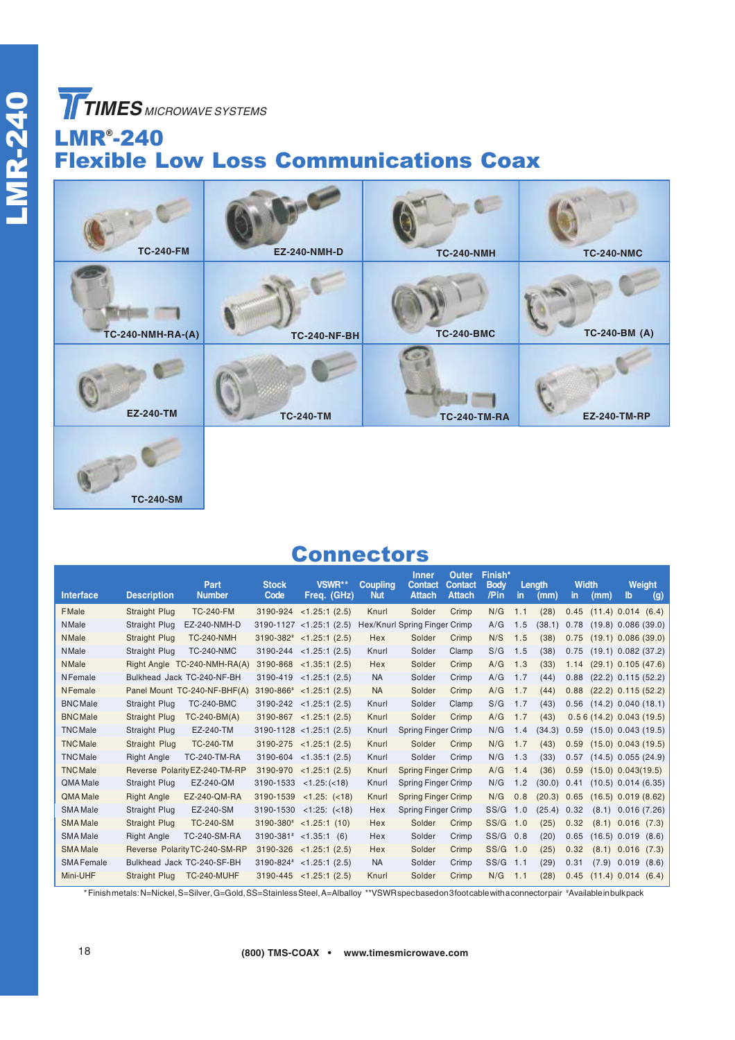TIMES MICROWAVE SYSTEMS

# LMR®-240

# Flexible Low Loss Communications Coax

TC-240-FM

EZ-240-NMH-D

TC-240-NMH

TC-240-NMC

TC-240-NMH-RA-(A)

TC-240-NF-BH

TC-240-BMC

TC-240-BM (A)

EZ-240-TM

TC-240-TM

TC-240-TM-RA

EZ-240-TM-RP

TC-240-SM

## Connectors

| Interface | Description | Part Number | Stock Code | VSWR** Freq. (GHz) | Coupling Nut | Inner Contact Attach | Outer Contact Attach | Finish* Body /Pin | Length in | (mm) | Width in | (mm) | Weight lb | (g) |
|---|---|---|---|---|---|---|---|---|---|---|---|---|---|---|
| F Male | Straight Plug | TC-240-FM | 3190-924 | <1.25:1 (2.5) | Knurl | Solder | Crimp | N/G | 1.1 | (28) | 0.45 | (11.4) | 0.014 | (6.4) |
| N Male | Straight Plug | EZ-240-NMH-D | 3190-1127 | <1.25:1 (2.5) | Hex/Knurl | Spring Finger | Crimp | A/G | 1.5 | (38.1) | 0.78 | (19.8) | 0.086 | (39.0) |
| N Male | Straight Plug | TC-240-NMH | 3190-382# | <1.25:1 (2.5) | Hex | Solder | Crimp | N/S | 1.5 | (38) | 0.75 | (19.1) | 0.086 | (39.0) |
| N Male | Straight Plug | TC-240-NMC | 3190-244 | <1.25:1 (2.5) | Knurl | Solder | Clamp | S/G | 1.5 | (38) | 0.75 | (19.1) | 0.082 | (37.2) |
| N Male | Right Angle | TC-240-NMH-RA(A) | 3190-868 | <1.35:1 (2.5) | Hex | Solder | Crimp | A/G | 1.3 | (33) | 1.14 | (29.1) | 0.105 | (47.6) |
| N Female | Bulkhead Jack | TC-240-NF-BH | 3190-419 | <1.25:1 (2.5) | NA | Solder | Crimp | A/G | 1.7 | (44) | 0.88 | (22.2) | 0.115 | (52.2) |
| N Female | Panel Mount | TC-240-NF-BHF(A) | 3190-866# | <1.25:1 (2.5) | NA | Solder | Crimp | A/G | 1.7 | (44) | 0.88 | (22.2) | 0.115 | (52.2) |
| BNC Male | Straight Plug | TC-240-BMC | 3190-242 | <1.25:1 (2.5) | Knurl | Solder | Clamp | S/G | 1.7 | (43) | 0.56 | (14.2) | 0.040 | (18.1) |
| BNC Male | Straight Plug | TC-240-BM(A) | 3190-867 | <1.25:1 (2.5) | Knurl | Solder | Crimp | A/G | 1.7 | (43) | 0.56 | (14.2) | 0.043 | (19.5) |
| TNC Male | Straight Plug | EZ-240-TM | 3190-1128 | <1.25:1 (2.5) | Knurl | Spring Finger | Crimp | N/G | 1.4 | (34.3) | 0.59 | (15.0) | 0.043 | (19.5) |
| TNC Male | Straight Plug | TC-240-TM | 3190-275 | <1.25:1 (2.5) | Knurl | Solder | Crimp | N/G | 1.7 | (43) | 0.59 | (15.0) | 0.043 | (19.5) |
| TNC Male | Right Angle | TC-240-TM-RA | 3190-604 | <1.35:1 (2.5) | Knurl | Solder | Crimp | N/G | 1.3 | (33) | 0.57 | (14.5) | 0.055 | (24.9) |
| TNC Male | Reverse Polarity | EZ-240-TM-RP | 3190-970 | <1.25:1 (2.5) | Knurl | Spring Finger | Crimp | A/G | 1.4 | (36) | 0.59 | (15.0) | 0.043 | (19.5) |
| QMA Male | Straight Plug | EZ-240-QM | 3190-1533 | <1.25:(<18) | Knurl | Spring Finger | Crimp | N/G | 1.2 | (30.0) | 0.41 | (10.5) | 0.014 | (6.35) |
| QMA Male | Right Angle | EZ-240-QM-RA | 3190-1539 | <1.25: (<18) | Knurl | Spring Finger | Crimp | N/G | 0.8 | (20.3) | 0.65 | (16.5) | 0.019 | (8.62) |
| SMA Male | Straight Plug | EZ-240-SM | 3190-1530 | <1:25: (<18) | Hex | Spring Finger | Crimp | SS/G | 1.0 | (25.4) | 0.32 | (8.1) | 0.016 | (7.26) |
| SMA Male | Straight Plug | TC-240-SM | 3190-380# | <1.25:1 (10) | Hex | Solder | Crimp | SS/G | 1.0 | (25) | 0.32 | (8.1) | 0.016 | (7.3) |
| SMA Male | Right Angle | TC-240-SM-RA | 3190-381# | <1.35:1 (6) | Hex | Solder | Crimp | SS/G | 0.8 | (20) | 0.65 | (16.5) | 0.019 | (8.6) |
| SMA Male | Reverse Polarity | TC-240-SM-RP | 3190-326 | <1.25:1 (2.5) | Hex | Solder | Crimp | SS/G | 1.0 | (25) | 0.32 | (8.1) | 0.016 | (7.3) |
| SMA Female | Bulkhead Jack | TC-240-SF-BH | 3190-824# | <1.25:1 (2.5) | NA | Solder | Crimp | SS/G | 1.1 | (29) | 0.31 | (7.9) | 0.019 | (8.6) |
| Mini-UHF | Straight Plug | TC-240-MUHF | 3190-445 | <1.25:1 (2.5) | Knurl | Solder | Crimp | N/G | 1.1 | (28) | 0.45 | (11.4) | 0.014 | (6.4) |

*Finish metals: N=Nickel, S=Silver, G=Gold, SS=Stainless Steel, A=Alballoy **VSWR spec based on 3 foot cable with a connector pair #Available in bulk pack

(800) TMS-COAX • www.timesmicrowave.com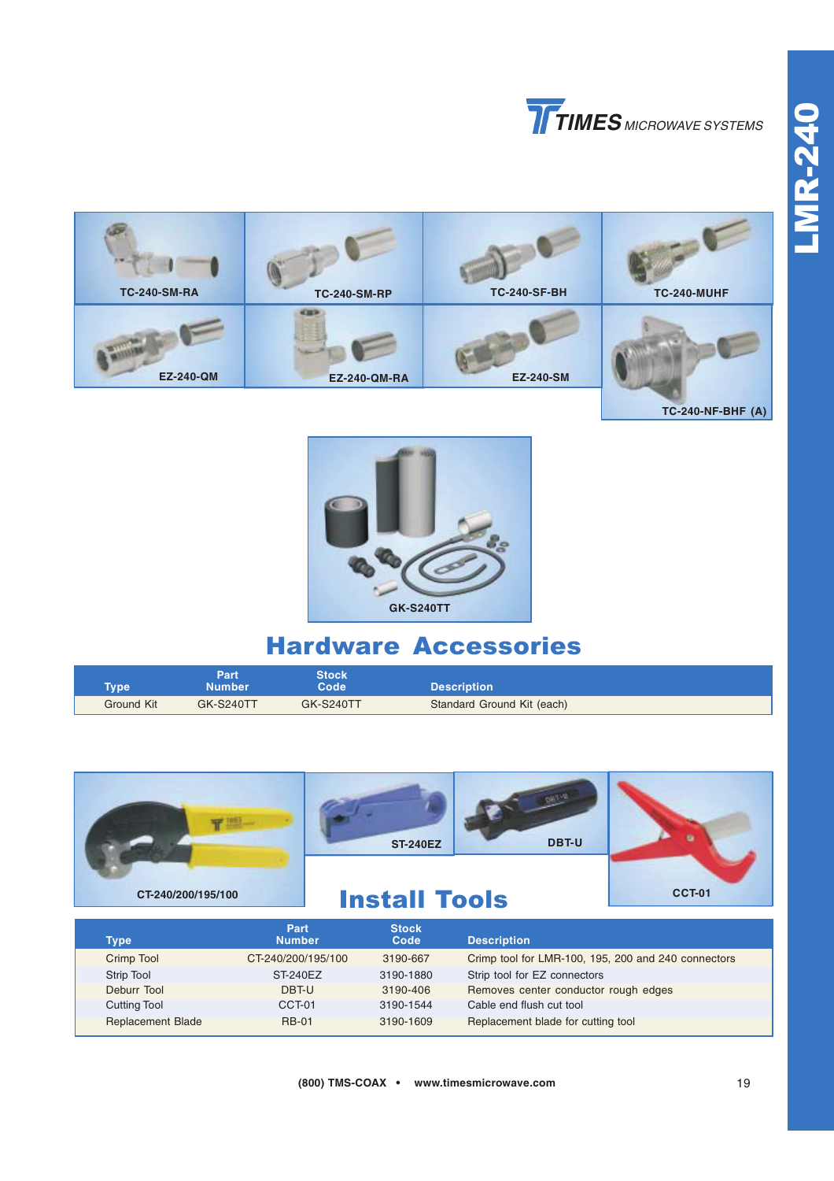TIMES MICROWAVE SYSTEMS

LMR-240

TC-240-SM-RA

TC-240-SM-RP

TC-240-SF-BH

TC-240-MUHF

EZ-240-QM

EZ-240-QM-RA

EZ-240-SM

TC-240-NF-BHF (A)

GK-S240TT

## Hardware Accessories

| Type | Part Number | Stock Code | Description |
|---|---|---|---|
| Ground Kit | GK-S240TT | GK-S240TT | Standard Ground Kit (each) |

CT-240/200/195/100

ST-240EZ

DBT-U

CCT-01

## Install Tools

| Type | Part Number | Stock Code | Description |
|---|---|---|---|
| Crimp Tool | CT-240/200/195/100 | 3190-667 | Crimp tool for LMR-100, 195, 200 and 240 connectors |
| Strip Tool | ST-240EZ | 3190-1880 | Strip tool for EZ connectors |
| Deburr Tool | DBT-U | 3190-406 | Removes center conductor rough edges |
| Cutting Tool | CCT-01 | 3190-1544 | Cable end flush cut tool |
| Replacement Blade | RB-01 | 3190-1609 | Replacement blade for cutting tool |

**(800) TMS-COAX • www.timesmicrowave.com**